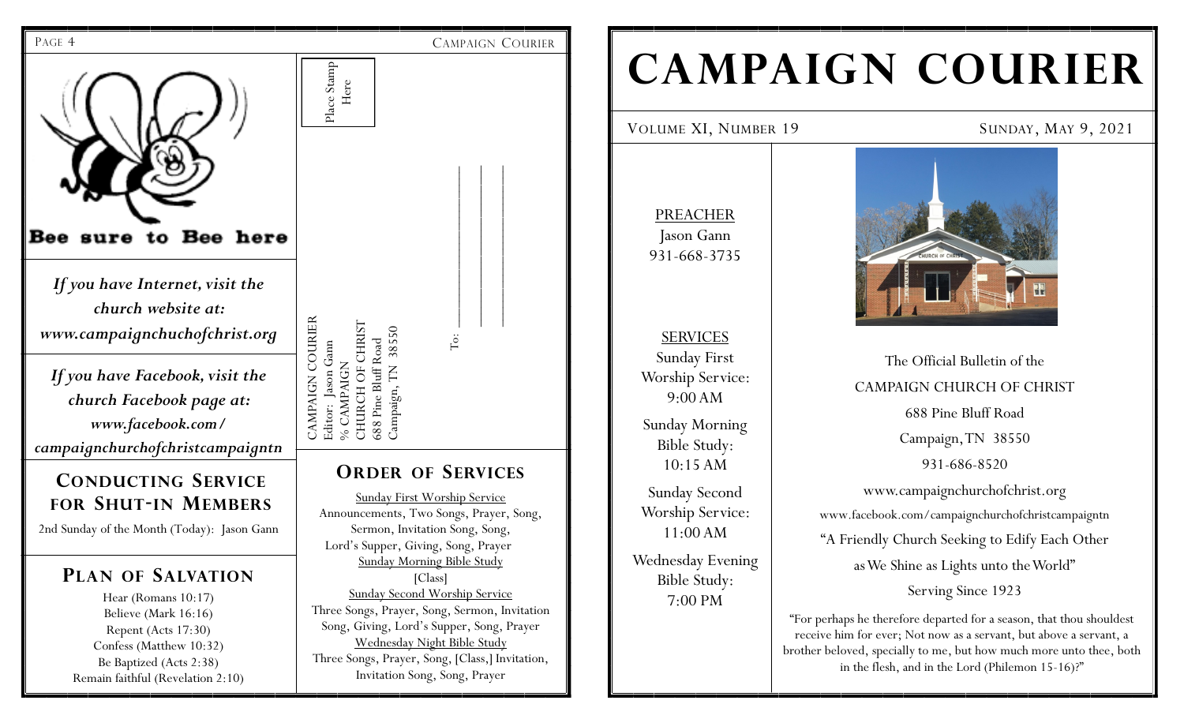Bee sure to Bee here

*If you have Internet, visit the church website at: www.campaignchuchofchrist.org*

*If you have Facebook, visit the church Facebook page at: www.facebook.com/ campaignchurchofchristcampaigntn*

## Conducting Service for Shut-in Members

2nd Sunday of the Month (Today): Jason Gann

## Plan of Salvation

Hear (Romans 10:17)
Believe (Mark 16:16)
Repent (Acts 17:30)
Confess (Matthew 10:32)
Be Baptized (Acts 2:38)
Remain faithful (Revelation 2:10)

Place Stamp Here

CAMPAIGN COURIER
Editor: Jason Gann
% CAMPAIGN
CHURCH OF CHRIST
688 Pine Bluff Road
Campaign, TN 38550

To: ____________________

## Order of Services

Sunday First Worship Service
Announcements, Two Songs, Prayer, Song, Sermon, Invitation Song, Song, Lord's Supper, Giving, Song, Prayer

Sunday Morning Bible Study
[Class]

Sunday Second Worship Service
Three Songs, Prayer, Song, Sermon, Invitation Song, Giving, Lord's Supper, Song, Prayer

Wednesday Night Bible Study
Three Songs, Prayer, Song, [Class,] Invitation, Invitation Song, Song, Prayer

# CAMPAIGN COURIER

Volume XI, Number 19 — Sunday, May 9, 2021

PREACHER
Jason Gann
931-668-3735

SERVICES
Sunday First Worship Service: 9:00 AM

Sunday Morning Bible Study: 10:15 AM

Sunday Second Worship Service: 11:00 AM

Wednesday Evening Bible Study: 7:00 PM

The Official Bulletin of the
CAMPAIGN CHURCH OF CHRIST
688 Pine Bluff Road
Campaign, TN 38550
931-686-8520
www.campaignchurchofchrist.org
www.facebook.com/campaignchurchofchristcampaigntn
"A Friendly Church Seeking to Edify Each Other as We Shine as Lights unto the World"
Serving Since 1923

"For perhaps he therefore departed for a season, that thou shouldest receive him for ever; Not now as a servant, but above a servant, a brother beloved, specially to me, but how much more unto thee, both in the flesh, and in the Lord (Philemon 15-16)?"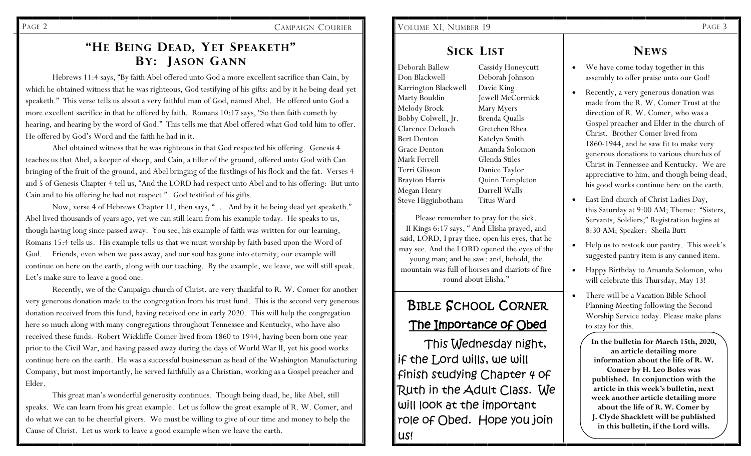# "He Being Dead, Yet Speaketh"
## By: Jason Gann

Hebrews 11:4 says, "By faith Abel offered unto God a more excellent sacrifice than Cain, by which he obtained witness that he was righteous, God testifying of his gifts: and by it he being dead yet speaketh." This verse tells us about a very faithful man of God, named Abel. He offered unto God a more excellent sacrifice in that he offered by faith. Romans 10:17 says, "So then faith cometh by hearing, and hearing by the word of God." This tells me that Abel offered what God told him to offer. He offered by God's Word and the faith he had in it.

Abel obtained witness that he was righteous in that God respected his offering. Genesis 4 teaches us that Abel, a keeper of sheep, and Cain, a tiller of the ground, offered unto God with Can bringing of the fruit of the ground, and Abel bringing of the firstlings of his flock and the fat. Verses 4 and 5 of Genesis Chapter 4 tell us, "And the LORD had respect unto Abel and to his offering: But unto Cain and to his offering he had not respect." God testified of his gifts.

Now, verse 4 of Hebrews Chapter 11, then says, ". . . And by it he being dead yet speaketh." Abel lived thousands of years ago, yet we can still learn from his example today. He speaks to us, though having long since passed away. You see, his example of faith was written for our learning, Romans 15:4 tells us. His example tells us that we must worship by faith based upon the Word of God. Friends, even when we pass away, and our soul has gone into eternity, our example will continue on here on the earth, along with our teaching. By the example, we leave, we will still speak. Let's make sure to leave a good one.

Recently, we of the Campaign church of Christ, are very thankful to R. W. Comer for another very generous donation made to the congregation from his trust fund. This is the second very generous donation received from this fund, having received one in early 2020. This will help the congregation here so much along with many congregations throughout Tennessee and Kentucky, who have also received these funds. Robert Wickliffe Comer lived from 1860 to 1944, having been born one year prior to the Civil War, and having passed away during the days of World War II, yet his good works continue here on the earth. He was a successful businessman as head of the Washington Manufacturing Company, but most importantly, he served faithfully as a Christian, working as a Gospel preacher and Elder.

This great man's wonderful generosity continues. Though being dead, he, like Abel, still speaks. We can learn from his great example. Let us follow the great example of R. W. Comer, and do what we can to be cheerful givers. We must be willing to give of our time and money to help the Cause of Christ. Let us work to leave a good example when we leave the earth.

## Sick List

Deborah Ballew
Don Blackwell
Karrington Blackwell
Marty Bouldin
Melody Brock
Bobby Colwell, Jr.
Clarence Deloach
Bert Denton
Grace Denton
Mark Ferrell
Terri Glisson
Brayton Harris
Megan Henry
Steve Higginbotham
Cassidy Honeycutt
Deborah Johnson
Davie King
Jewell McCormick
Mary Myers
Brenda Qualls
Gretchen Rhea
Katelyn Smith
Amanda Solomon
Glenda Stiles
Danice Taylor
Quinn Templeton
Darrell Walls
Titus Ward

Please remember to pray for the sick. II Kings 6:17 says, " And Elisha prayed, and said, LORD, I pray thee, open his eyes, that he may see. And the LORD opened the eyes of the young man; and he saw: and, behold, the mountain was full of horses and chariots of fire round about Elisha."

## Bible School Corner

### The Importance of Obed

This Wednesday night, if the Lord wills, we will finish studying Chapter 4 of Ruth in the Adult Class. We will look at the important role of Obed. Hope you join us!

## News

- We have come today together in this assembly to offer praise unto our God!
- Recently, a very generous donation was made from the R. W. Comer Trust at the direction of R. W. Comer, who was a Gospel preacher and Elder in the church of Christ. Brother Comer lived from 1860-1944, and he saw fit to make very generous donations to various churches of Christ in Tennessee and Kentucky. We are appreciative to him, and though being dead, his good works continue here on the earth.
- East End church of Christ Ladies Day, this Saturday at 9:00 AM; Theme: "Sisters, Servants, Soldiers;" Registration begins at 8:30 AM; Speaker: Sheila Butt
- Help us to restock our pantry. This week's suggested pantry item is any canned item.
- Happy Birthday to Amanda Solomon, who will celebrate this Thursday, May 13!
- There will be a Vacation Bible School Planning Meeting following the Second Worship Service today. Please make plans to stay for this.

**In the bulletin for March 15th, 2020, an article detailing more information about the life of R. W. Comer by H. Leo Boles was published. In conjunction with the article in this week's bulletin, next week another article detailing more about the life of R. W. Comer by J. Clyde Shacklett will be published in this bulletin, if the Lord wills.**